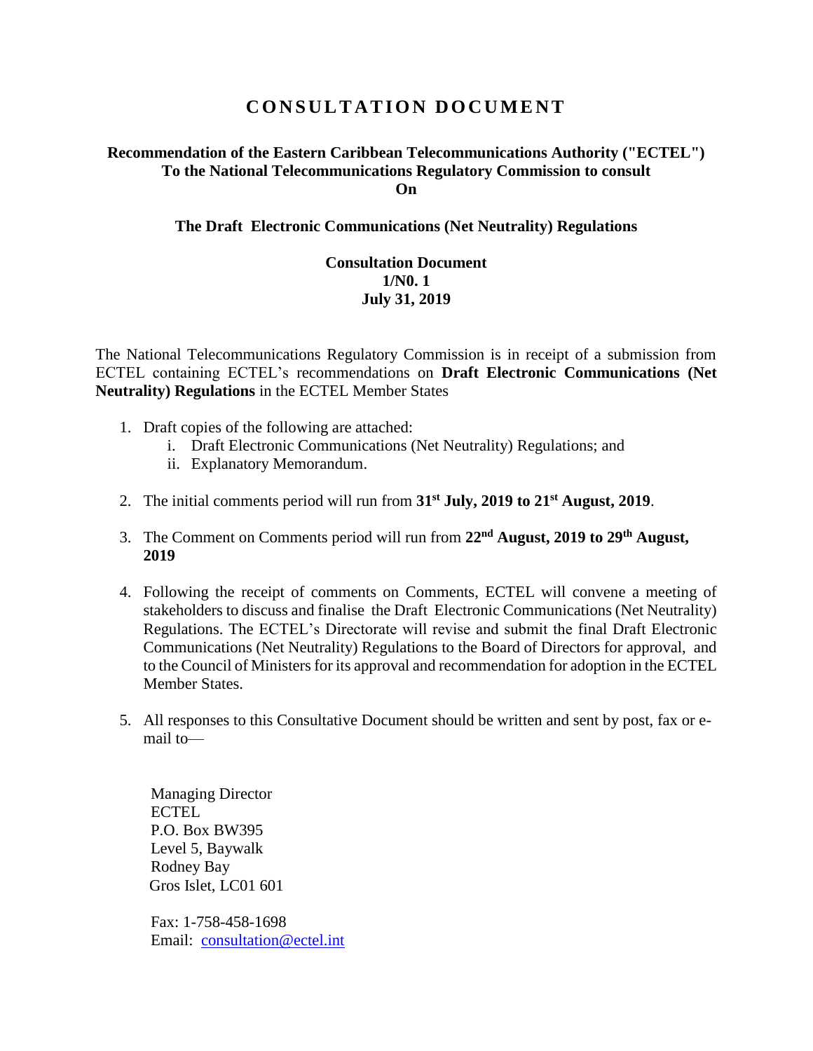# CONSULTATION DOCUMENT

**Recommendation of the Eastern Caribbean Telecommunications Authority ("ECTEL") To the National Telecommunications Regulatory Commission to consult On**

**The Draft Electronic Communications (Net Neutrality) Regulations**

**Consultation Document**
**1/N0. 1**
**July 31, 2019**

The National Telecommunications Regulatory Commission is in receipt of a submission from ECTEL containing ECTEL's recommendations on **Draft Electronic Communications (Net Neutrality) Regulations** in the ECTEL Member States

1. Draft copies of the following are attached:
   i. Draft Electronic Communications (Net Neutrality) Regulations; and
   ii. Explanatory Memorandum.

2. The initial comments period will run from **31st July, 2019 to 21st August, 2019**.

3. The Comment on Comments period will run from **22nd August, 2019 to 29th August, 2019**

4. Following the receipt of comments on Comments, ECTEL will convene a meeting of stakeholders to discuss and finalise the Draft Electronic Communications (Net Neutrality) Regulations. The ECTEL's Directorate will revise and submit the final Draft Electronic Communications (Net Neutrality) Regulations to the Board of Directors for approval, and to the Council of Ministers for its approval and recommendation for adoption in the ECTEL Member States.

5. All responses to this Consultative Document should be written and sent by post, fax or e-mail to—

   Managing Director
   ECTEL
   P.O. Box BW395
   Level 5, Baywalk
   Rodney Bay
   Gros Islet, LC01 601

   Fax: 1-758-458-1698
   Email: consultation@ectel.int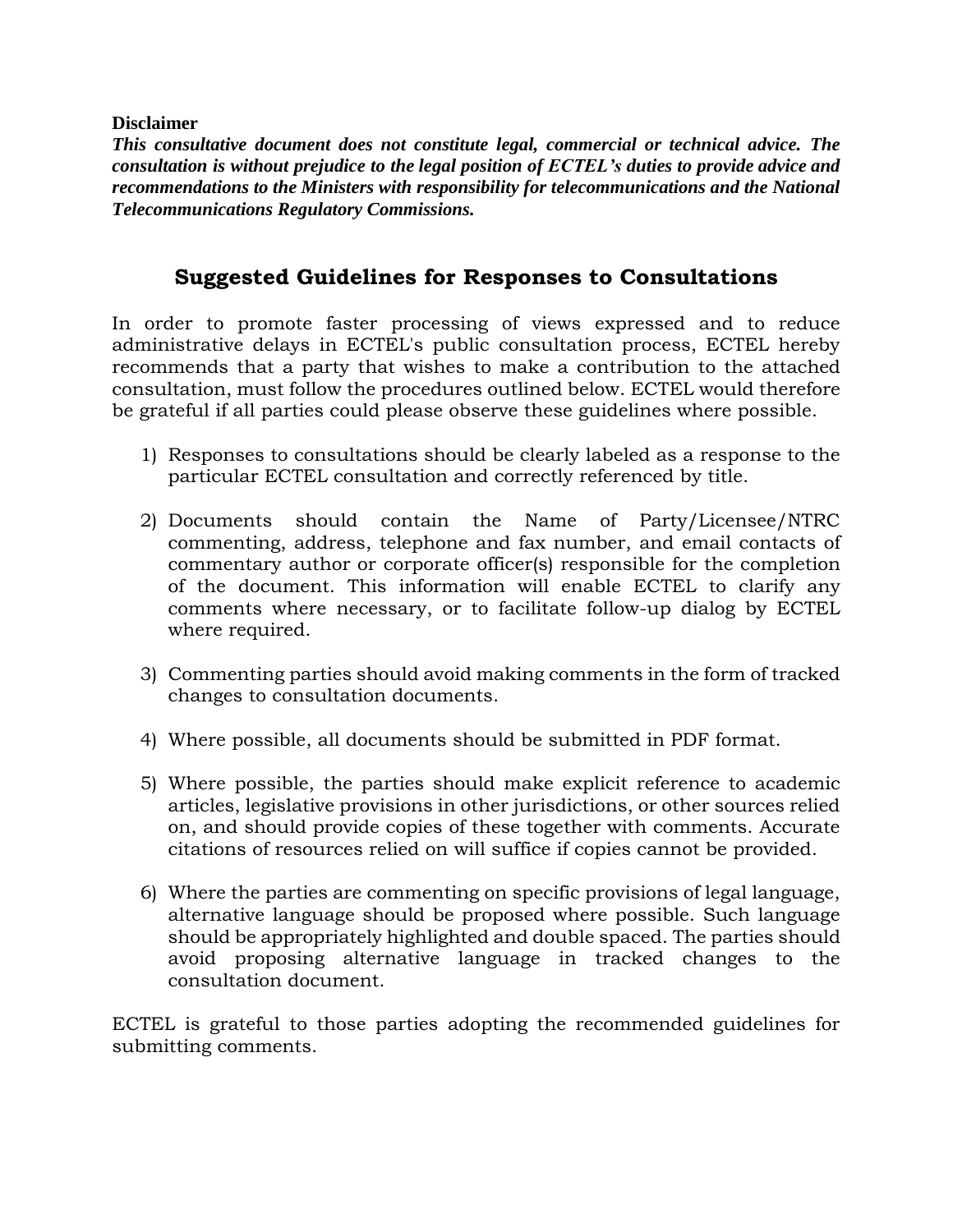**Disclaimer**

***This consultative document does not constitute legal, commercial or technical advice. The consultation is without prejudice to the legal position of ECTEL's duties to provide advice and recommendations to the Ministers with responsibility for telecommunications and the National Telecommunications Regulatory Commissions.***

## Suggested Guidelines for Responses to Consultations

In order to promote faster processing of views expressed and to reduce administrative delays in ECTEL's public consultation process, ECTEL hereby recommends that a party that wishes to make a contribution to the attached consultation, must follow the procedures outlined below. ECTEL would therefore be grateful if all parties could please observe these guidelines where possible.

1) Responses to consultations should be clearly labeled as a response to the particular ECTEL consultation and correctly referenced by title.

2) Documents should contain the Name of Party/Licensee/NTRC commenting, address, telephone and fax number, and email contacts of commentary author or corporate officer(s) responsible for the completion of the document. This information will enable ECTEL to clarify any comments where necessary, or to facilitate follow-up dialog by ECTEL where required.

3) Commenting parties should avoid making comments in the form of tracked changes to consultation documents.

4) Where possible, all documents should be submitted in PDF format.

5) Where possible, the parties should make explicit reference to academic articles, legislative provisions in other jurisdictions, or other sources relied on, and should provide copies of these together with comments. Accurate citations of resources relied on will suffice if copies cannot be provided.

6) Where the parties are commenting on specific provisions of legal language, alternative language should be proposed where possible. Such language should be appropriately highlighted and double spaced. The parties should avoid proposing alternative language in tracked changes to the consultation document.

ECTEL is grateful to those parties adopting the recommended guidelines for submitting comments.